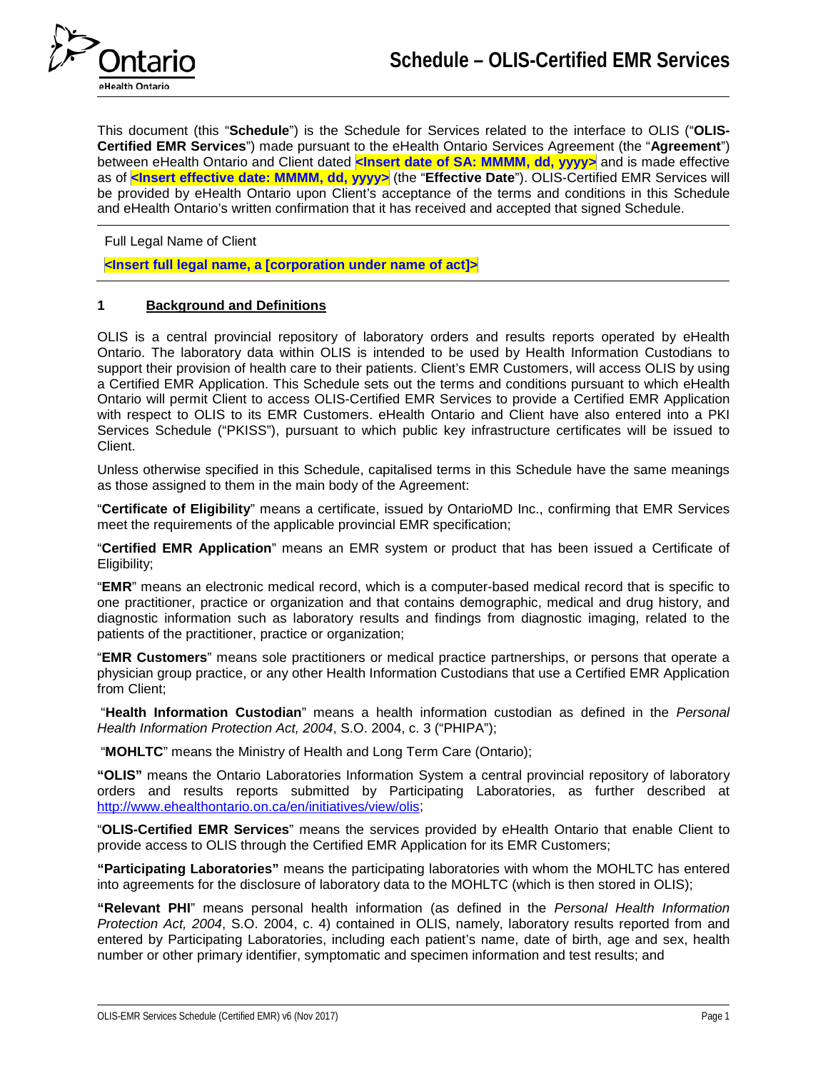# Schedule – OLIS-Certified EMR Services

This document (this "**Schedule**") is the Schedule for Services related to the interface to OLIS ("**OLIS-Certified EMR Services**") made pursuant to the eHealth Ontario Services Agreement (the "**Agreement**") between eHealth Ontario and Client dated **<Insert date of SA: MMMM, dd, yyyy>** and is made effective as of **<Insert effective date: MMMM, dd, yyyy>** (the "**Effective Date**"). OLIS-Certified EMR Services will be provided by eHealth Ontario upon Client's acceptance of the terms and conditions in this Schedule and eHealth Ontario's written confirmation that it has received and accepted that signed Schedule.

Full Legal Name of Client

**<Insert full legal name, a [corporation under name of act]>**

## 1 Background and Definitions

OLIS is a central provincial repository of laboratory orders and results reports operated by eHealth Ontario. The laboratory data within OLIS is intended to be used by Health Information Custodians to support their provision of health care to their patients. Client's EMR Customers, will access OLIS by using a Certified EMR Application. This Schedule sets out the terms and conditions pursuant to which eHealth Ontario will permit Client to access OLIS-Certified EMR Services to provide a Certified EMR Application with respect to OLIS to its EMR Customers. eHealth Ontario and Client have also entered into a PKI Services Schedule ("PKISS"), pursuant to which public key infrastructure certificates will be issued to Client.

Unless otherwise specified in this Schedule, capitalised terms in this Schedule have the same meanings as those assigned to them in the main body of the Agreement:

"**Certificate of Eligibility**" means a certificate, issued by OntarioMD Inc., confirming that EMR Services meet the requirements of the applicable provincial EMR specification;

"**Certified EMR Application**" means an EMR system or product that has been issued a Certificate of Eligibility;

"**EMR**" means an electronic medical record, which is a computer-based medical record that is specific to one practitioner, practice or organization and that contains demographic, medical and drug history, and diagnostic information such as laboratory results and findings from diagnostic imaging, related to the patients of the practitioner, practice or organization;

"**EMR Customers**" means sole practitioners or medical practice partnerships, or persons that operate a physician group practice, or any other Health Information Custodians that use a Certified EMR Application from Client;

"**Health Information Custodian**" means a health information custodian as defined in the *Personal Health Information Protection Act, 2004*, S.O. 2004, c. 3 ("PHIPA");

"**MOHLTC**" means the Ministry of Health and Long Term Care (Ontario);

**"OLIS"** means the Ontario Laboratories Information System a central provincial repository of laboratory orders and results reports submitted by Participating Laboratories, as further described at http://www.ehealthontario.on.ca/en/initiatives/view/olis;

"**OLIS-Certified EMR Services**" means the services provided by eHealth Ontario that enable Client to provide access to OLIS through the Certified EMR Application for its EMR Customers;

**"Participating Laboratories"** means the participating laboratories with whom the MOHLTC has entered into agreements for the disclosure of laboratory data to the MOHLTC (which is then stored in OLIS);

**"Relevant PHI**" means personal health information (as defined in the *Personal Health Information Protection Act, 2004*, S.O. 2004, c. 4) contained in OLIS, namely, laboratory results reported from and entered by Participating Laboratories, including each patient's name, date of birth, age and sex, health number or other primary identifier, symptomatic and specimen information and test results; and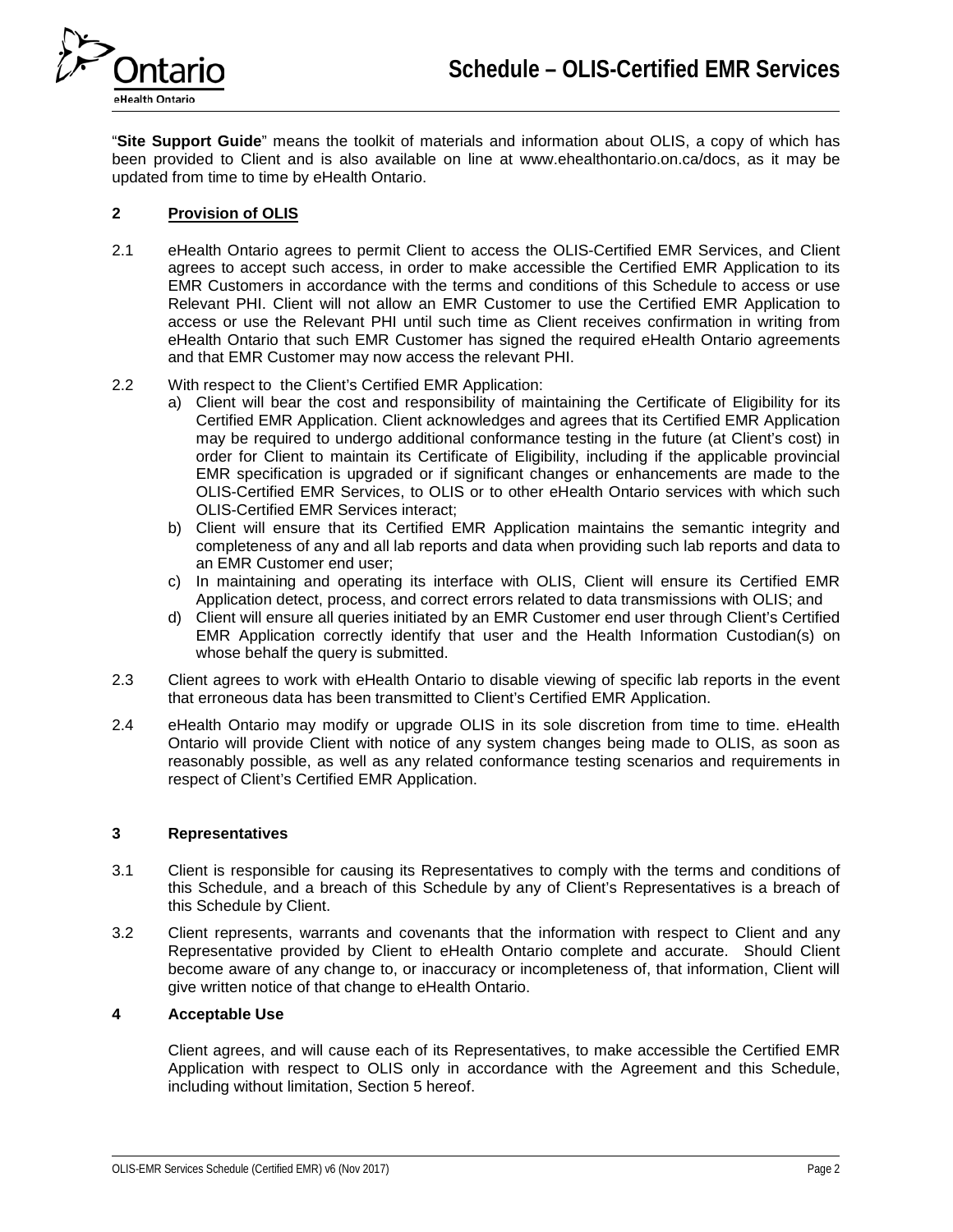"**Site Support Guide**" means the toolkit of materials and information about OLIS, a copy of which has been provided to Client and is also available on line at www.ehealthontario.on.ca/docs, as it may be updated from time to time by eHealth Ontario.

## 2 Provision of OLIS

2.1 eHealth Ontario agrees to permit Client to access the OLIS-Certified EMR Services, and Client agrees to accept such access, in order to make accessible the Certified EMR Application to its EMR Customers in accordance with the terms and conditions of this Schedule to access or use Relevant PHI. Client will not allow an EMR Customer to use the Certified EMR Application to access or use the Relevant PHI until such time as Client receives confirmation in writing from eHealth Ontario that such EMR Customer has signed the required eHealth Ontario agreements and that EMR Customer may now access the relevant PHI.

2.2 With respect to the Client's Certified EMR Application:

a) Client will bear the cost and responsibility of maintaining the Certificate of Eligibility for its Certified EMR Application. Client acknowledges and agrees that its Certified EMR Application may be required to undergo additional conformance testing in the future (at Client's cost) in order for Client to maintain its Certificate of Eligibility, including if the applicable provincial EMR specification is upgraded or if significant changes or enhancements are made to the OLIS-Certified EMR Services, to OLIS or to other eHealth Ontario services with which such OLIS-Certified EMR Services interact;

b) Client will ensure that its Certified EMR Application maintains the semantic integrity and completeness of any and all lab reports and data when providing such lab reports and data to an EMR Customer end user;

c) In maintaining and operating its interface with OLIS, Client will ensure its Certified EMR Application detect, process, and correct errors related to data transmissions with OLIS; and

d) Client will ensure all queries initiated by an EMR Customer end user through Client's Certified EMR Application correctly identify that user and the Health Information Custodian(s) on whose behalf the query is submitted.

2.3 Client agrees to work with eHealth Ontario to disable viewing of specific lab reports in the event that erroneous data has been transmitted to Client's Certified EMR Application.

2.4 eHealth Ontario may modify or upgrade OLIS in its sole discretion from time to time. eHealth Ontario will provide Client with notice of any system changes being made to OLIS, as soon as reasonably possible, as well as any related conformance testing scenarios and requirements in respect of Client's Certified EMR Application.

## 3 Representatives

3.1 Client is responsible for causing its Representatives to comply with the terms and conditions of this Schedule, and a breach of this Schedule by any of Client's Representatives is a breach of this Schedule by Client.

3.2 Client represents, warrants and covenants that the information with respect to Client and any Representative provided by Client to eHealth Ontario complete and accurate. Should Client become aware of any change to, or inaccuracy or incompleteness of, that information, Client will give written notice of that change to eHealth Ontario.

## 4 Acceptable Use

Client agrees, and will cause each of its Representatives, to make accessible the Certified EMR Application with respect to OLIS only in accordance with the Agreement and this Schedule, including without limitation, Section 5 hereof.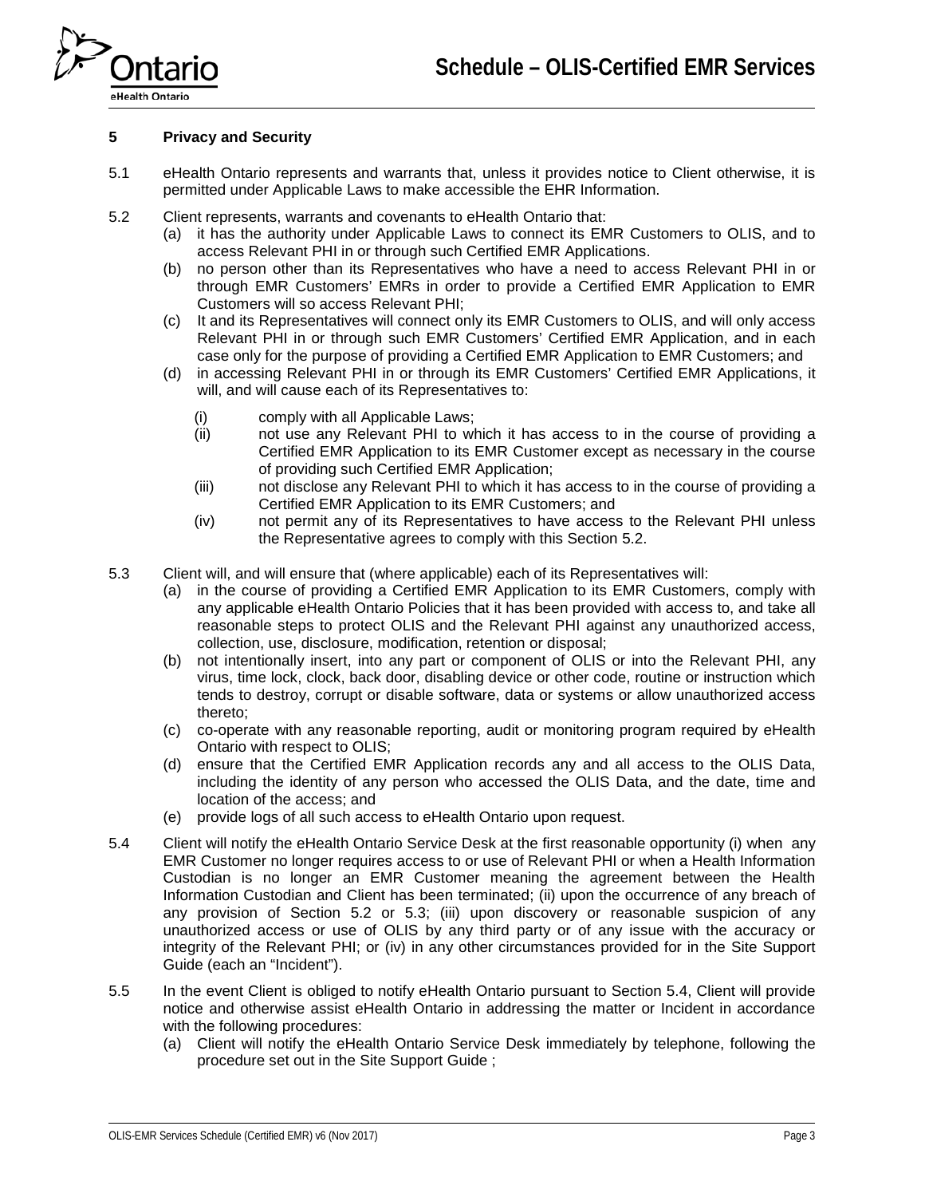## 5 Privacy and Security

5.1 eHealth Ontario represents and warrants that, unless it provides notice to Client otherwise, it is permitted under Applicable Laws to make accessible the EHR Information.

5.2 Client represents, warrants and covenants to eHealth Ontario that:

(a) it has the authority under Applicable Laws to connect its EMR Customers to OLIS, and to access Relevant PHI in or through such Certified EMR Applications.

(b) no person other than its Representatives who have a need to access Relevant PHI in or through EMR Customers' EMRs in order to provide a Certified EMR Application to EMR Customers will so access Relevant PHI;

(c) It and its Representatives will connect only its EMR Customers to OLIS, and will only access Relevant PHI in or through such EMR Customers' Certified EMR Application, and in each case only for the purpose of providing a Certified EMR Application to EMR Customers; and

(d) in accessing Relevant PHI in or through its EMR Customers' Certified EMR Applications, it will, and will cause each of its Representatives to:

(i) comply with all Applicable Laws;

(ii) not use any Relevant PHI to which it has access to in the course of providing a Certified EMR Application to its EMR Customer except as necessary in the course of providing such Certified EMR Application;

(iii) not disclose any Relevant PHI to which it has access to in the course of providing a Certified EMR Application to its EMR Customers; and

(iv) not permit any of its Representatives to have access to the Relevant PHI unless the Representative agrees to comply with this Section 5.2.

5.3 Client will, and will ensure that (where applicable) each of its Representatives will:

(a) in the course of providing a Certified EMR Application to its EMR Customers, comply with any applicable eHealth Ontario Policies that it has been provided with access to, and take all reasonable steps to protect OLIS and the Relevant PHI against any unauthorized access, collection, use, disclosure, modification, retention or disposal;

(b) not intentionally insert, into any part or component of OLIS or into the Relevant PHI, any virus, time lock, clock, back door, disabling device or other code, routine or instruction which tends to destroy, corrupt or disable software, data or systems or allow unauthorized access thereto;

(c) co-operate with any reasonable reporting, audit or monitoring program required by eHealth Ontario with respect to OLIS;

(d) ensure that the Certified EMR Application records any and all access to the OLIS Data, including the identity of any person who accessed the OLIS Data, and the date, time and location of the access; and

(e) provide logs of all such access to eHealth Ontario upon request.

5.4 Client will notify the eHealth Ontario Service Desk at the first reasonable opportunity (i) when any EMR Customer no longer requires access to or use of Relevant PHI or when a Health Information Custodian is no longer an EMR Customer meaning the agreement between the Health Information Custodian and Client has been terminated; (ii) upon the occurrence of any breach of any provision of Section 5.2 or 5.3; (iii) upon discovery or reasonable suspicion of any unauthorized access or use of OLIS by any third party or of any issue with the accuracy or integrity of the Relevant PHI; or (iv) in any other circumstances provided for in the Site Support Guide (each an "Incident").

5.5 In the event Client is obliged to notify eHealth Ontario pursuant to Section 5.4, Client will provide notice and otherwise assist eHealth Ontario in addressing the matter or Incident in accordance with the following procedures:

(a) Client will notify the eHealth Ontario Service Desk immediately by telephone, following the procedure set out in the Site Support Guide ;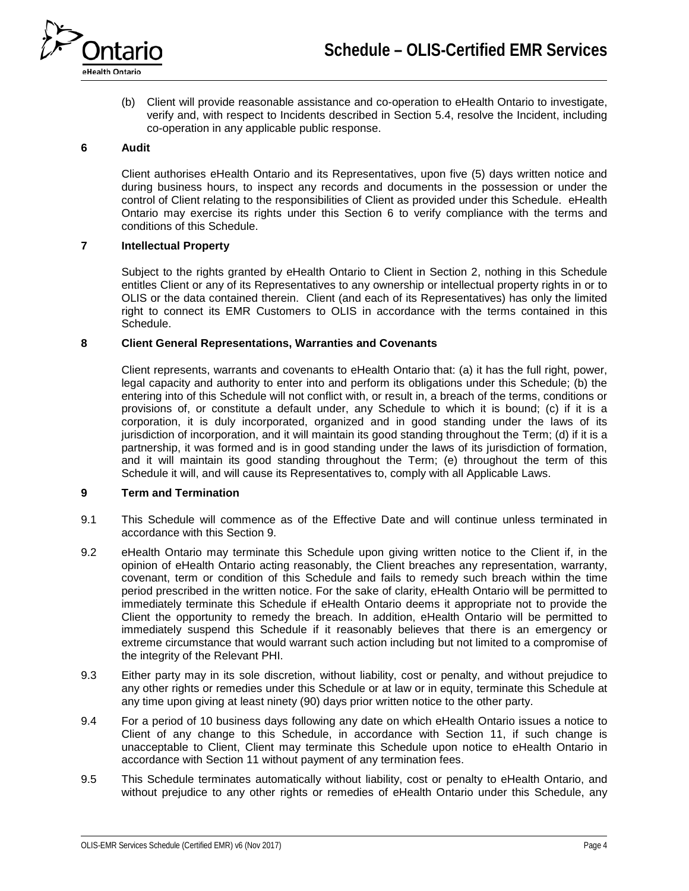(b) Client will provide reasonable assistance and co-operation to eHealth Ontario to investigate, verify and, with respect to Incidents described in Section 5.4, resolve the Incident, including co-operation in any applicable public response.

## 6 Audit

Client authorises eHealth Ontario and its Representatives, upon five (5) days written notice and during business hours, to inspect any records and documents in the possession or under the control of Client relating to the responsibilities of Client as provided under this Schedule. eHealth Ontario may exercise its rights under this Section 6 to verify compliance with the terms and conditions of this Schedule.

## 7 Intellectual Property

Subject to the rights granted by eHealth Ontario to Client in Section 2, nothing in this Schedule entitles Client or any of its Representatives to any ownership or intellectual property rights in or to OLIS or the data contained therein. Client (and each of its Representatives) has only the limited right to connect its EMR Customers to OLIS in accordance with the terms contained in this Schedule.

## 8 Client General Representations, Warranties and Covenants

Client represents, warrants and covenants to eHealth Ontario that: (a) it has the full right, power, legal capacity and authority to enter into and perform its obligations under this Schedule; (b) the entering into of this Schedule will not conflict with, or result in, a breach of the terms, conditions or provisions of, or constitute a default under, any Schedule to which it is bound; (c) if it is a corporation, it is duly incorporated, organized and in good standing under the laws of its jurisdiction of incorporation, and it will maintain its good standing throughout the Term; (d) if it is a partnership, it was formed and is in good standing under the laws of its jurisdiction of formation, and it will maintain its good standing throughout the Term; (e) throughout the term of this Schedule it will, and will cause its Representatives to, comply with all Applicable Laws.

## 9 Term and Termination

9.1 This Schedule will commence as of the Effective Date and will continue unless terminated in accordance with this Section 9.

9.2 eHealth Ontario may terminate this Schedule upon giving written notice to the Client if, in the opinion of eHealth Ontario acting reasonably, the Client breaches any representation, warranty, covenant, term or condition of this Schedule and fails to remedy such breach within the time period prescribed in the written notice. For the sake of clarity, eHealth Ontario will be permitted to immediately terminate this Schedule if eHealth Ontario deems it appropriate not to provide the Client the opportunity to remedy the breach. In addition, eHealth Ontario will be permitted to immediately suspend this Schedule if it reasonably believes that there is an emergency or extreme circumstance that would warrant such action including but not limited to a compromise of the integrity of the Relevant PHI.

9.3 Either party may in its sole discretion, without liability, cost or penalty, and without prejudice to any other rights or remedies under this Schedule or at law or in equity, terminate this Schedule at any time upon giving at least ninety (90) days prior written notice to the other party.

9.4 For a period of 10 business days following any date on which eHealth Ontario issues a notice to Client of any change to this Schedule, in accordance with Section 11, if such change is unacceptable to Client, Client may terminate this Schedule upon notice to eHealth Ontario in accordance with Section 11 without payment of any termination fees.

9.5 This Schedule terminates automatically without liability, cost or penalty to eHealth Ontario, and without prejudice to any other rights or remedies of eHealth Ontario under this Schedule, any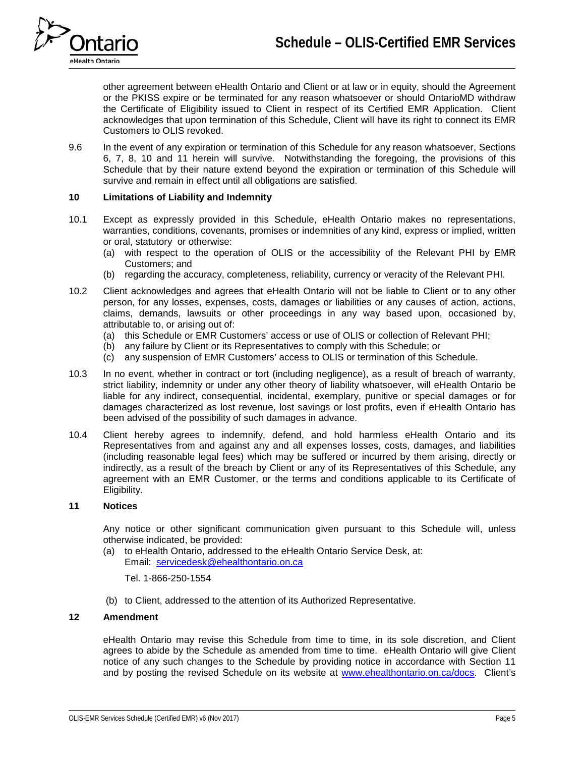other agreement between eHealth Ontario and Client or at law or in equity, should the Agreement or the PKISS expire or be terminated for any reason whatsoever or should OntarioMD withdraw the Certificate of Eligibility issued to Client in respect of its Certified EMR Application. Client acknowledges that upon termination of this Schedule, Client will have its right to connect its EMR Customers to OLIS revoked.

9.6 In the event of any expiration or termination of this Schedule for any reason whatsoever, Sections 6, 7, 8, 10 and 11 herein will survive. Notwithstanding the foregoing, the provisions of this Schedule that by their nature extend beyond the expiration or termination of this Schedule will survive and remain in effect until all obligations are satisfied.

## 10 Limitations of Liability and Indemnity

10.1 Except as expressly provided in this Schedule, eHealth Ontario makes no representations, warranties, conditions, covenants, promises or indemnities of any kind, express or implied, written or oral, statutory or otherwise:

(a) with respect to the operation of OLIS or the accessibility of the Relevant PHI by EMR Customers; and

(b) regarding the accuracy, completeness, reliability, currency or veracity of the Relevant PHI.

10.2 Client acknowledges and agrees that eHealth Ontario will not be liable to Client or to any other person, for any losses, expenses, costs, damages or liabilities or any causes of action, actions, claims, demands, lawsuits or other proceedings in any way based upon, occasioned by, attributable to, or arising out of:

(a) this Schedule or EMR Customers' access or use of OLIS or collection of Relevant PHI;

(b) any failure by Client or its Representatives to comply with this Schedule; or

(c) any suspension of EMR Customers' access to OLIS or termination of this Schedule.

10.3 In no event, whether in contract or tort (including negligence), as a result of breach of warranty, strict liability, indemnity or under any other theory of liability whatsoever, will eHealth Ontario be liable for any indirect, consequential, incidental, exemplary, punitive or special damages or for damages characterized as lost revenue, lost savings or lost profits, even if eHealth Ontario has been advised of the possibility of such damages in advance.

10.4 Client hereby agrees to indemnify, defend, and hold harmless eHealth Ontario and its Representatives from and against any and all expenses losses, costs, damages, and liabilities (including reasonable legal fees) which may be suffered or incurred by them arising, directly or indirectly, as a result of the breach by Client or any of its Representatives of this Schedule, any agreement with an EMR Customer, or the terms and conditions applicable to its Certificate of Eligibility.

## 11 Notices

Any notice or other significant communication given pursuant to this Schedule will, unless otherwise indicated, be provided:

(a) to eHealth Ontario, addressed to the eHealth Ontario Service Desk, at:
Email: servicedesk@ehealthontario.on.ca

Tel. 1-866-250-1554

(b) to Client, addressed to the attention of its Authorized Representative.

## 12 Amendment

eHealth Ontario may revise this Schedule from time to time, in its sole discretion, and Client agrees to abide by the Schedule as amended from time to time. eHealth Ontario will give Client notice of any such changes to the Schedule by providing notice in accordance with Section 11 and by posting the revised Schedule on its website at www.ehealthontario.on.ca/docs. Client's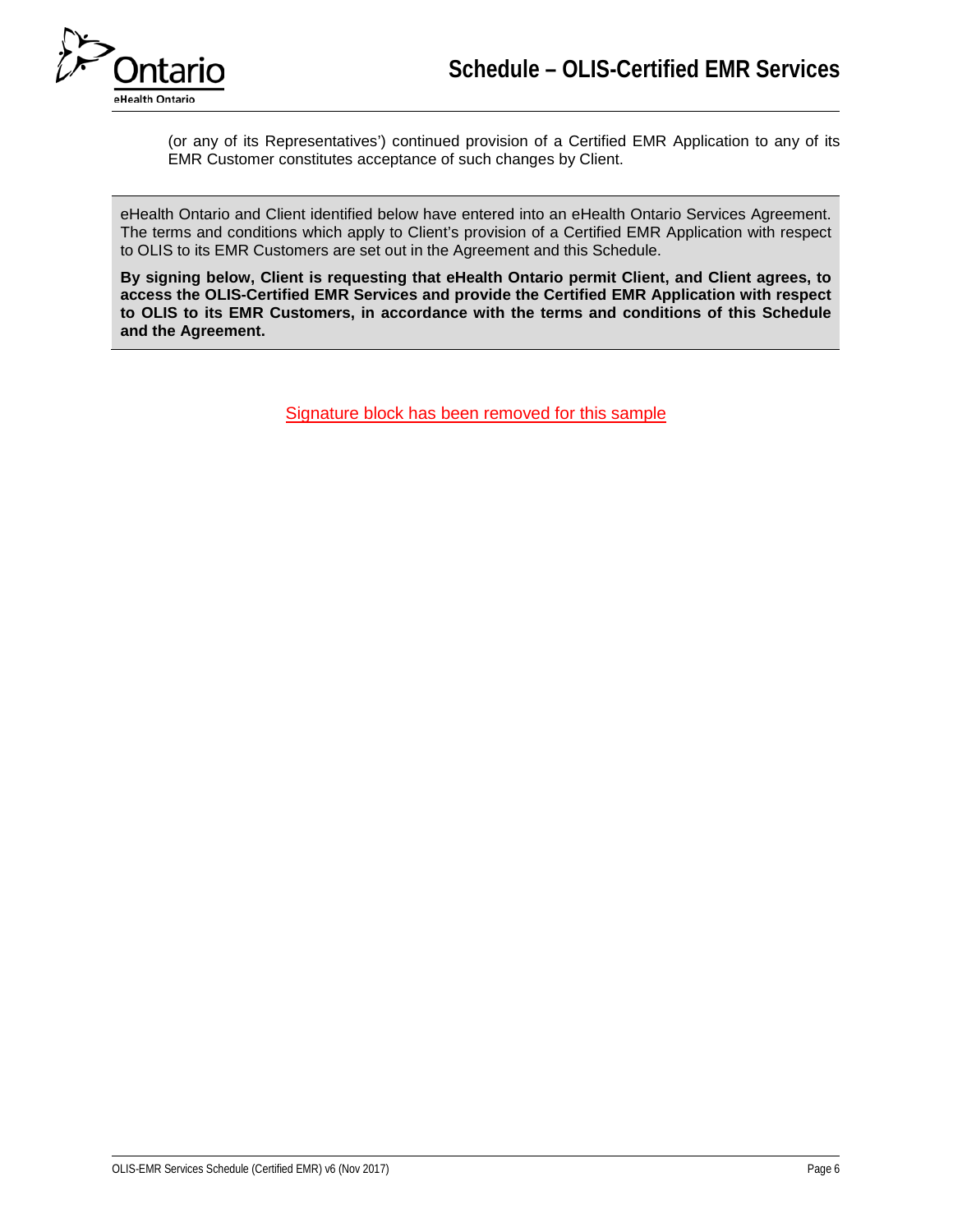(or any of its Representatives') continued provision of a Certified EMR Application to any of its EMR Customer constitutes acceptance of such changes by Client.

eHealth Ontario and Client identified below have entered into an eHealth Ontario Services Agreement. The terms and conditions which apply to Client's provision of a Certified EMR Application with respect to OLIS to its EMR Customers are set out in the Agreement and this Schedule.

**By signing below, Client is requesting that eHealth Ontario permit Client, and Client agrees, to access the OLIS-Certified EMR Services and provide the Certified EMR Application with respect to OLIS to its EMR Customers, in accordance with the terms and conditions of this Schedule and the Agreement.**

Signature block has been removed for this sample